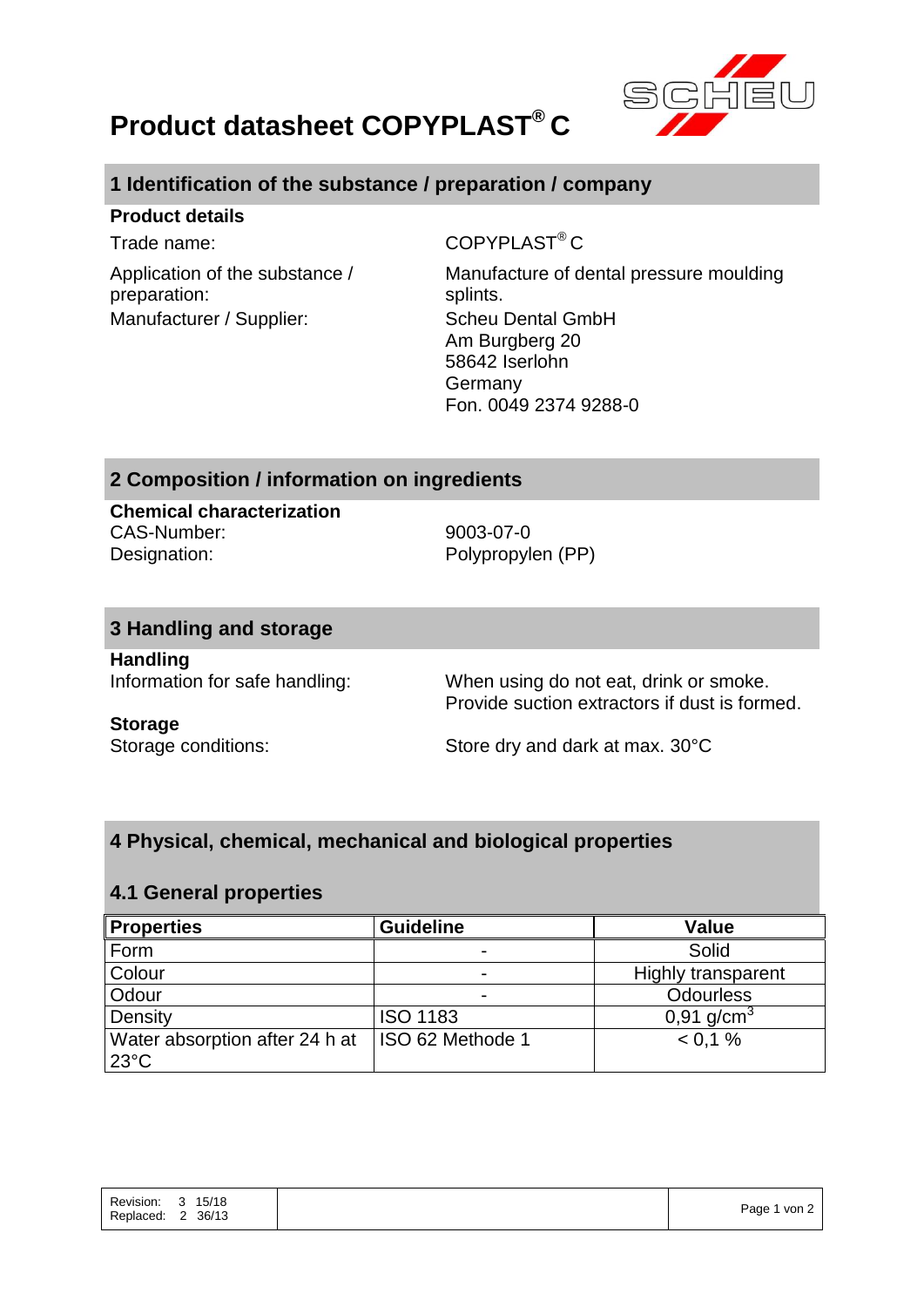# Product datasheet COPYPLAST® C

## 1 Identification of the substance / preparation / company

**Product details**

| | |
|---|---|
| Trade name: | COPYPLAST® C |
| Application of the substance / preparation: | Manufacture of dental pressure moulding splints. |
| Manufacturer / Supplier: | Scheu Dental GmbH<br>Am Burgberg 20<br>58642 Iserlohn<br>Germany<br>Fon. 0049 2374 9288-0 |

## 2 Composition / information on ingredients

**Chemical characterization**

| | |
|---|---|
| CAS-Number: | 9003-07-0 |
| Designation: | Polypropylen (PP) |

## 3 Handling and storage

**Handling**

| | |
|---|---|
| Information for safe handling: | When using do not eat, drink or smoke.<br>Provide suction extractors if dust is formed. |

**Storage**

| | |
|---|---|
| Storage conditions: | Store dry and dark at max. 30°C |

## 4 Physical, chemical, mechanical and biological properties

### 4.1 General properties

| Properties | Guideline | Value |
|---|---|---|
| Form | - | Solid |
| Colour | - | Highly transparent |
| Odour | - | Odourless |
| Density | ISO 1183 | 0,91 g/cm³ |
| Water absorption after 24 h at 23°C | ISO 62 Methode 1 | < 0,1 % |

Revision: 3 15/18
Replaced: 2 36/13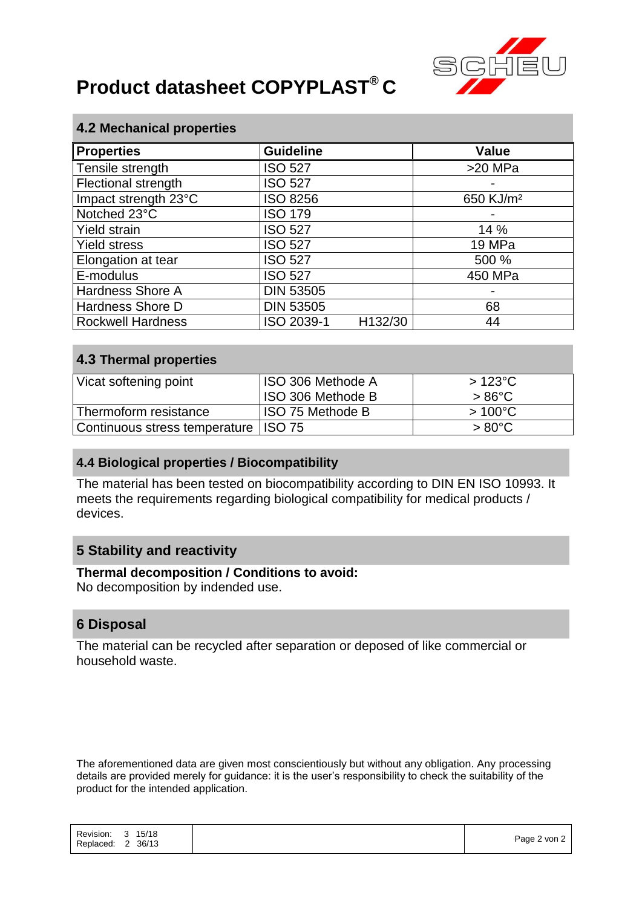# Product datasheet COPYPLAST® C

## 4.2 Mechanical properties

| Properties | Guideline | Value |
|---|---|---|
| Tensile strength | ISO 527 | >20 MPa |
| Flectional strength | ISO 527 | - |
| Impact strength 23°C | ISO 8256 | 650 KJ/m² |
| Notched 23°C | ISO 179 | - |
| Yield strain | ISO 527 | 14 % |
| Yield stress | ISO 527 | 19 MPa |
| Elongation at tear | ISO 527 | 500 % |
| E-modulus | ISO 527 | 450 MPa |
| Hardness Shore A | DIN 53505 | - |
| Hardness Shore D | DIN 53505 | 68 |
| Rockwell Hardness | ISO 2039-1 H132/30 | 44 |

## 4.3 Thermal properties

| | | |
|---|---|---|
| Vicat softening point | ISO 306 Methode A<br>ISO 306 Methode B | > 123°C<br>> 86°C |
| Thermoform resistance | ISO 75 Methode B | > 100°C |
| Continuous stress temperature | ISO 75 | > 80°C |

## 4.4 Biological properties / Biocompatibility

The material has been tested on biocompatibility according to DIN EN ISO 10993. It meets the requirements regarding biological compatibility for medical products / devices.

## 5 Stability and reactivity

**Thermal decomposition / Conditions to avoid:**
No decomposition by indended use.

## 6 Disposal

The material can be recycled after separation or deposed of like commercial or household waste.

The aforementioned data are given most conscientiously but without any obligation. Any processing details are provided merely for guidance: it is the user's responsibility to check the suitability of the product for the intended application.

Revision: 3 15/18
Replaced: 2 36/13